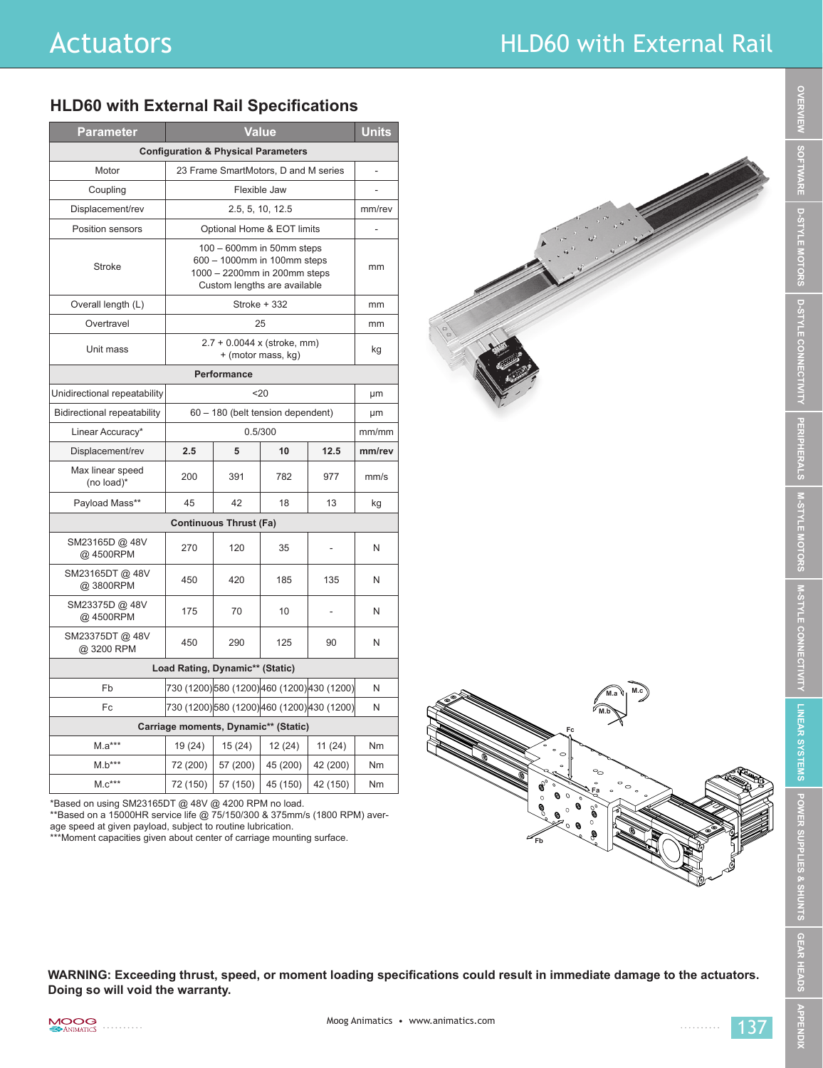## HLD60 with External Rail Specifications

| Parameter | Value | | | | Units |
|---|---|---|---|---|---|
| **Configuration & Physical Parameters** | | | | | |
| Motor | 23 Frame SmartMotors, D and M series | | | | - |
| Coupling | Flexible Jaw | | | | - |
| Displacement/rev | 2.5, 5, 10, 12.5 | | | | mm/rev |
| Position sensors | Optional Home & EOT limits | | | | - |
| Stroke | 100 – 600mm in 50mm steps<br>600 – 1000mm in 100mm steps<br>1000 – 2200mm in 200mm steps<br>Custom lengths are available | | | | mm |
| Overall length (L) | Stroke + 332 | | | | mm |
| Overtravel | 25 | | | | mm |
| Unit mass | 2.7 + 0.0044 x (stroke, mm) + (motor mass, kg) | | | | kg |
| **Performance** | | | | | |
| Unidirectional repeatability | <20 | | | | µm |
| Bidirectional repeatability | 60 – 180 (belt tension dependent) | | | | µm |
| Linear Accuracy* | 0.5/300 | | | | mm/mm |
| Displacement/rev | **2.5** | **5** | **10** | **12.5** | **mm/rev** |
| Max linear speed (no load)* | 200 | 391 | 782 | 977 | mm/s |
| Payload Mass** | 45 | 42 | 18 | 13 | kg |
| **Continuous Thrust (Fa)** | | | | | |
| SM23165D @ 48V @ 4500RPM | 270 | 120 | 35 | - | N |
| SM23165DT @ 48V @ 3800RPM | 450 | 420 | 185 | 135 | N |
| SM23375D @ 48V @ 4500RPM | 175 | 70 | 10 | - | N |
| SM23375DT @ 48V @ 3200 RPM | 450 | 290 | 125 | 90 | N |
| **Load Rating, Dynamic** (Static)** | | | | | |
| Fb | 730 (1200) | 580 (1200) | 460 (1200) | 430 (1200) | N |
| Fc | 730 (1200) | 580 (1200) | 460 (1200) | 430 (1200) | N |
| **Carriage moments, Dynamic** (Static)** | | | | | |
| M.a*** | 19 (24) | 15 (24) | 12 (24) | 11 (24) | Nm |
| M.b*** | 72 (200) | 57 (200) | 45 (200) | 42 (200) | Nm |
| M.c*** | 72 (150) | 57 (150) | 45 (150) | 42 (150) | Nm |

*Based on using SM23165DT @ 48V @ 4200 RPM no load.
**Based on a 15000HR service life @ 75/150/300 & 375mm/s (1800 RPM) average speed at given payload, subject to routine lubrication.
***Moment capacities given about center of carriage mounting surface.

**WARNING: Exceeding thrust, speed, or moment loading specifications could result in immediate damage to the actuators. Doing so will void the warranty.**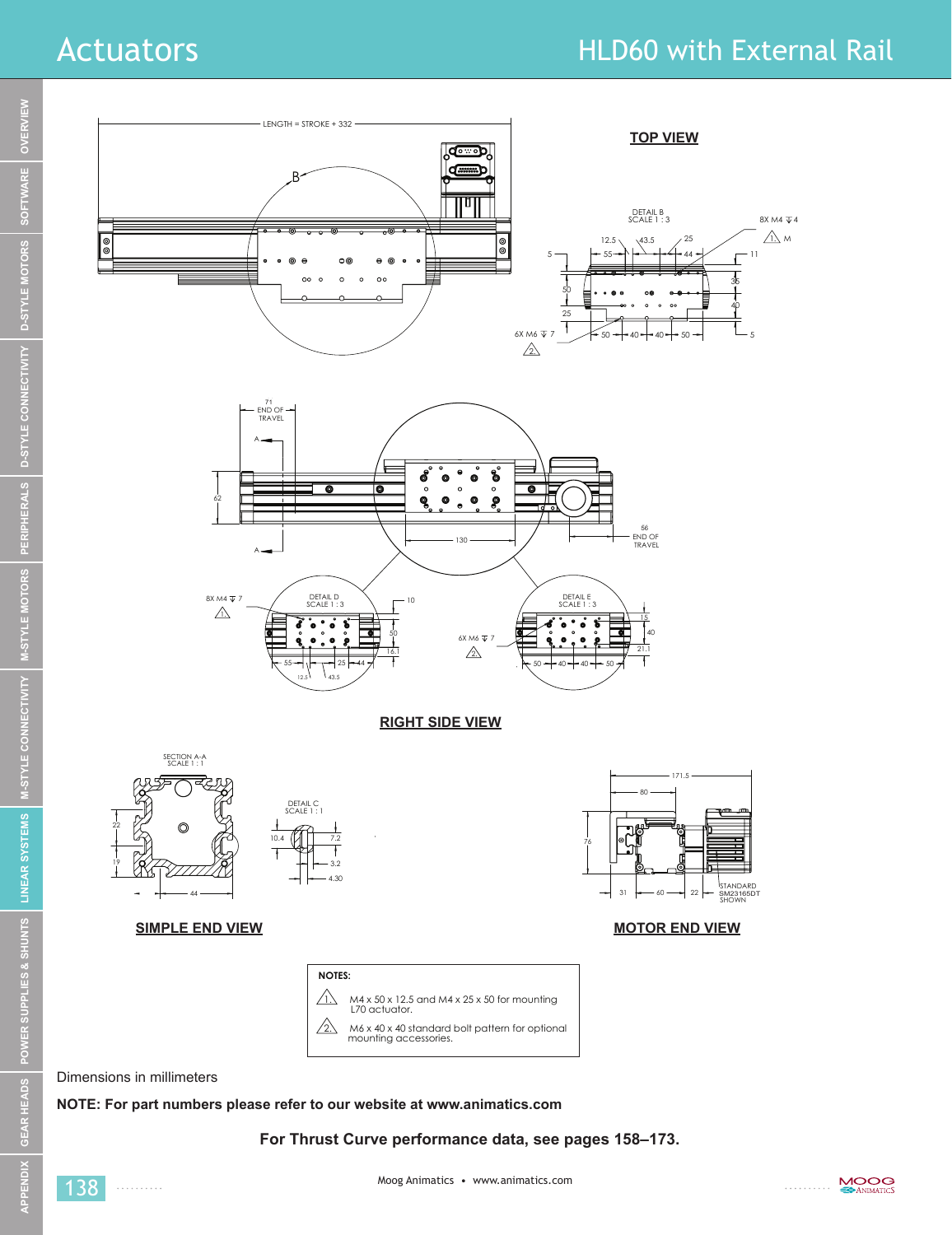# Actuators

## HLD60 with External Rail

LENGTH = STROKE + 332

B

**TOP VIEW**

DETAIL B
SCALE 1 : 3

8X M4 ↧ 4

12.5 43.5 25

55 44

5 11

50 36

25 40

6X M6 ↧ 7

50 40 40 50 5

71
END OF
TRAVEL

A

62

A

130

56
END OF
TRAVEL

8X M4 ↧ 7

DETAIL D
SCALE 1 : 3

10

50

16.1

55 25 44

12.5 43.5

6X M6 ↧ 7

DETAIL E
SCALE 1 : 3

15

40

21.1

50 40 40 50

**RIGHT SIDE VIEW**

SECTION A-A
SCALE 1 : 1

22

19

44

DETAIL C
SCALE 1 : 1

10.4 7.2

3.2

4.30

**SIMPLE END VIEW**

171.5

80

76

31 60 22

STANDARD
SM23165DT
SHOWN

**MOTOR END VIEW**

**NOTES:**

1. M4 x 50 x 12.5 and M4 x 25 x 50 for mounting L70 actuator.
2. M6 x 40 x 40 standard bolt pattern for optional mounting accessories.

Dimensions in millimeters

**NOTE: For part numbers please refer to our website at www.animatics.com**

**For Thrust Curve performance data, see pages 158–173.**